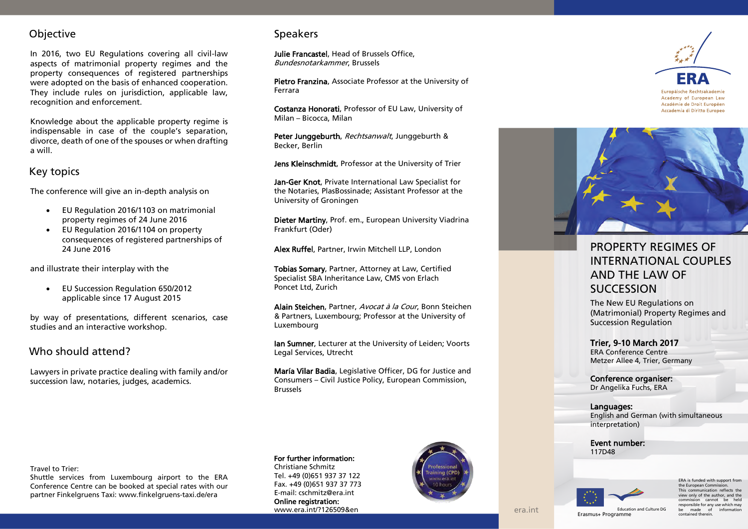## Objective

In 2016, two EU Regulations covering all civil-law aspects of matrimonial property regimes and the property consequences of registered partnerships were adopted on the basis of enhanced cooperation. They include rules on jurisdiction, applicable law, recognition and enforcement.

Knowledge about the applicable property regime is indispensable in case of the couple's separation, divorce, death of one of the spouses or when drafting a will.

## Key topics

The conference will give an in-depth analysis on

- EU Regulation 2016/1103 on matrimonial property regimes of 24 June 2016
- EU Regulation 2016/1104 on property consequences of registered partnerships of 24 June 2016

and illustrate their interplay with the

- EU Succession Regulation 650/2012 applicable since 17 August 2015

by way of presentations, different scenarios, case studies and an interactive workshop.

## Who should attend?

Lawyers in private practice dealing with family and/or succession law, notaries, judges, academics.

Travel to Trier:
Shuttle services from Luxembourg airport to the ERA Conference Centre can be booked at special rates with our partner Finkelgruens Taxi: www.finkelgruens-taxi.de/era

## Speakers

**Julie Francastel**, Head of Brussels Office, *Bundesnotarkammer*, Brussels

**Pietro Franzina**, Associate Professor at the University of Ferrara

**Costanza Honorati**, Professor of EU Law, University of Milan – Bicocca, Milan

**Peter Junggeburth**, *Rechtsanwalt*, Junggeburth & Becker, Berlin

**Jens Kleinschmidt**, Professor at the University of Trier

**Jan-Ger Knot**, Private International Law Specialist for the Notaries, PlasBossinade; Assistant Professor at the University of Groningen

**Dieter Martiny**, Prof. em., European University Viadrina Frankfurt (Oder)

**Alex Ruffel**, Partner, Irwin Mitchell LLP, London

**Tobias Somary**, Partner, Attorney at Law, Certified Specialist SBA Inheritance Law, CMS von Erlach Poncet Ltd, Zurich

**Alain Steichen**, Partner, *Avocat à la Cour*, Bonn Steichen & Partners, Luxembourg; Professor at the University of Luxembourg

**Ian Sumner**, Lecturer at the University of Leiden; Voorts Legal Services, Utrecht

**María Vilar Badia**, Legislative Officer, DG for Justice and Consumers – Civil Justice Policy, European Commission, Brussels

**For further information:**
Christiane Schmitz
Tel. +49 (0)651 937 37 122
Fax. +49 (0)651 937 37 773
E-mail: cschmitz@era.int
**Online registration:**
www.era.int/?126509&en

Professional Training (CPD) www.era.int 10 hours

ERA
Europäische Rechtsakademie
Academy of European Law
Académie de Droit Européen
Accademia di Diritto Europeo

# PROPERTY REGIMES OF INTERNATIONAL COUPLES AND THE LAW OF SUCCESSION

The New EU Regulations on (Matrimonial) Property Regimes and Succession Regulation

**Trier, 9-10 March 2017**
ERA Conference Centre
Metzer Allee 4, Trier, Germany

**Conference organiser:**
Dr Angelika Fuchs, ERA

**Languages:**
English and German (with simultaneous interpretation)

**Event number:**
117D48

era.int

Erasmus+ Programme

Education and Culture DG

ERA is funded with support from the European Commission. This communication reflects the view only of the author, and the commission cannot be held responsible for any use which may be made of information contained therein.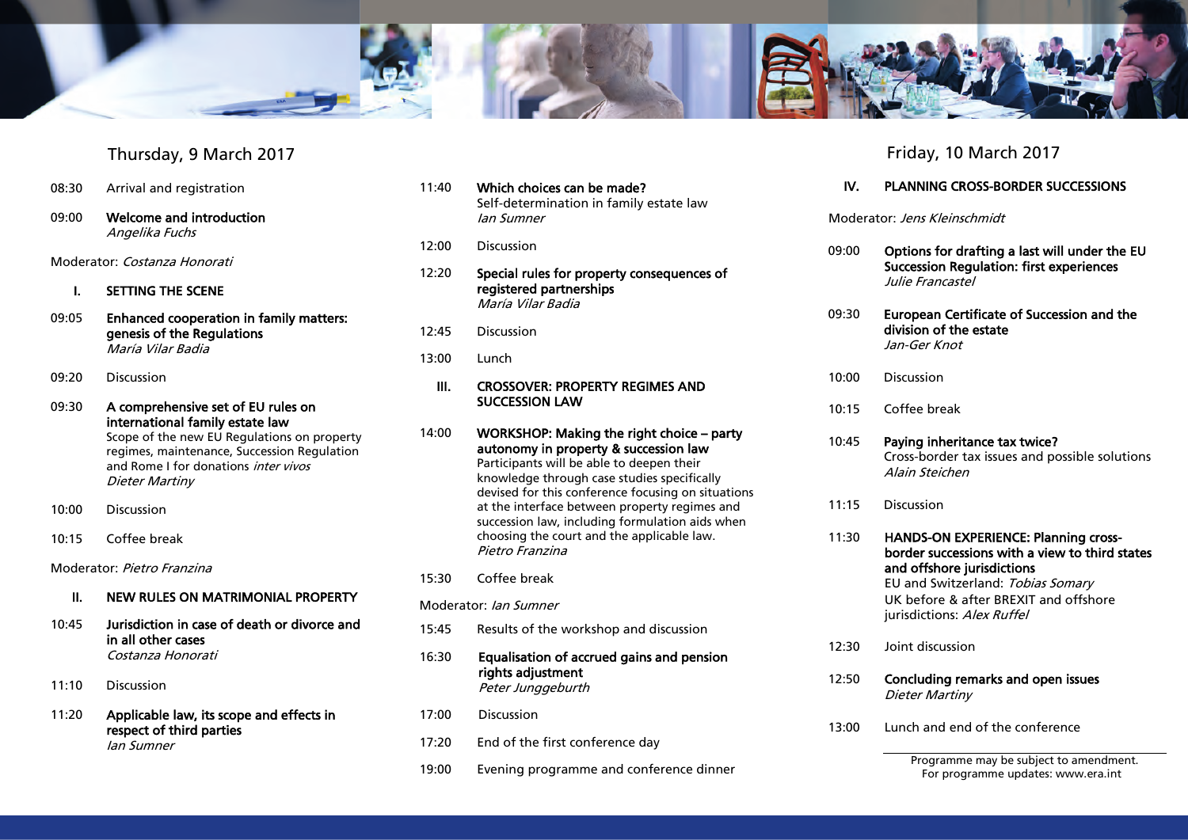## Thursday, 9 March 2017

08:30 Arrival and registration

09:00 **Welcome and introduction**
*Angelika Fuchs*

Moderator: *Costanza Honorati*

### I. SETTING THE SCENE

09:05 **Enhanced cooperation in family matters: genesis of the Regulations**
*María Vilar Badia*

09:20 Discussion

09:30 **A comprehensive set of EU rules on international family estate law**
Scope of the new EU Regulations on property regimes, maintenance, Succession Regulation and Rome I for donations *inter vivos*
*Dieter Martiny*

10:00 Discussion

10:15 Coffee break

Moderator: *Pietro Franzina*

### II. NEW RULES ON MATRIMONIAL PROPERTY

10:45 **Jurisdiction in case of death or divorce and in all other cases**
*Costanza Honorati*

11:10 Discussion

11:20 **Applicable law, its scope and effects in respect of third parties**
*Ian Sumner*

11:40 **Which choices can be made?**
Self-determination in family estate law
*Ian Sumner*

12:00 Discussion

12:20 **Special rules for property consequences of registered partnerships**
*María Vilar Badia*

12:45 Discussion

13:00 Lunch

### III. CROSSOVER: PROPERTY REGIMES AND SUCCESSION LAW

14:00 **WORKSHOP: Making the right choice – party autonomy in property & succession law**
Participants will be able to deepen their knowledge through case studies specifically devised for this conference focusing on situations at the interface between property regimes and succession law, including formulation aids when choosing the court and the applicable law.
*Pietro Franzina*

15:30 Coffee break

Moderator: *Ian Sumner*

15:45 Results of the workshop and discussion

16:30 **Equalisation of accrued gains and pension rights adjustment**
*Peter Junggeburth*

17:00 Discussion

17:20 End of the first conference day

19:00 Evening programme and conference dinner

## Friday, 10 March 2017

### IV. PLANNING CROSS-BORDER SUCCESSIONS

Moderator: *Jens Kleinschmidt*

09:00 **Options for drafting a last will under the EU Succession Regulation: first experiences**
*Julie Francastel*

09:30 **European Certificate of Succession and the division of the estate**
*Jan-Ger Knot*

10:00 Discussion

10:15 Coffee break

10:45 **Paying inheritance tax twice?**
Cross-border tax issues and possible solutions
*Alain Steichen*

11:15 Discussion

11:30 **HANDS-ON EXPERIENCE: Planning cross-border successions with a view to third states and offshore jurisdictions**
EU and Switzerland: *Tobias Somary*
UK before & after BREXIT and offshore jurisdictions: *Alex Ruffel*

12:30 Joint discussion

12:50 **Concluding remarks and open issues**
*Dieter Martiny*

13:00 Lunch and end of the conference

Programme may be subject to amendment.
For programme updates: www.era.int